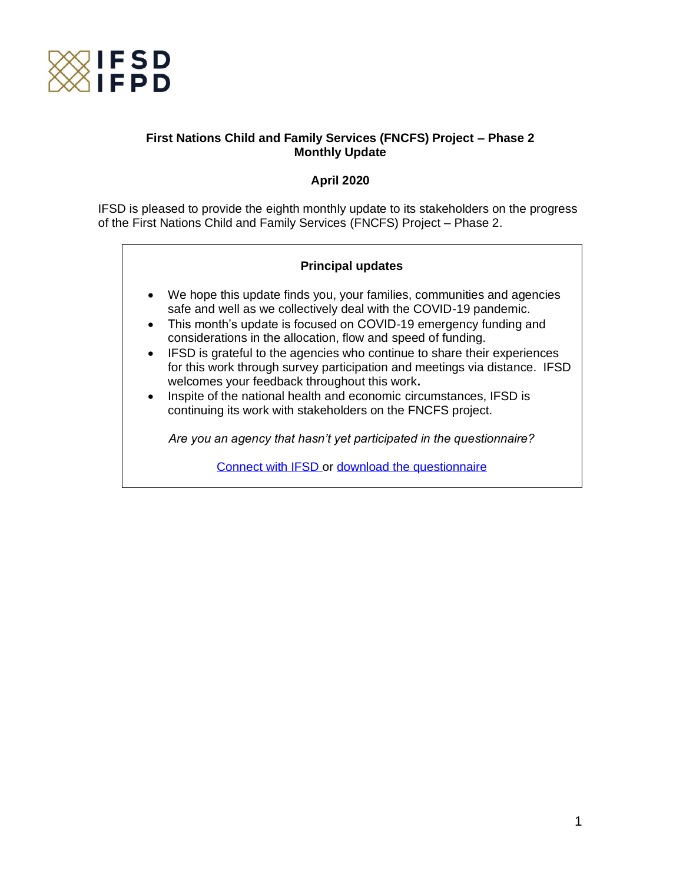IFSD
IFPD

**First Nations Child and Family Services (FNCFS) Project – Phase 2**
**Monthly Update**

**April 2020**

IFSD is pleased to provide the eighth monthly update to its stakeholders on the progress of the First Nations Child and Family Services (FNCFS) Project – Phase 2.

**Principal updates**

- We hope this update finds you, your families, communities and agencies safe and well as we collectively deal with the COVID-19 pandemic.
- This month's update is focused on COVID-19 emergency funding and considerations in the allocation, flow and speed of funding.
- IFSD is grateful to the agencies who continue to share their experiences for this work through survey participation and meetings via distance. IFSD welcomes your feedback throughout this work**.**
- Inspite of the national health and economic circumstances, IFSD is continuing its work with stakeholders on the FNCFS project.

*Are you an agency that hasn't yet participated in the questionnaire?*

Connect with IFSD or download the questionnaire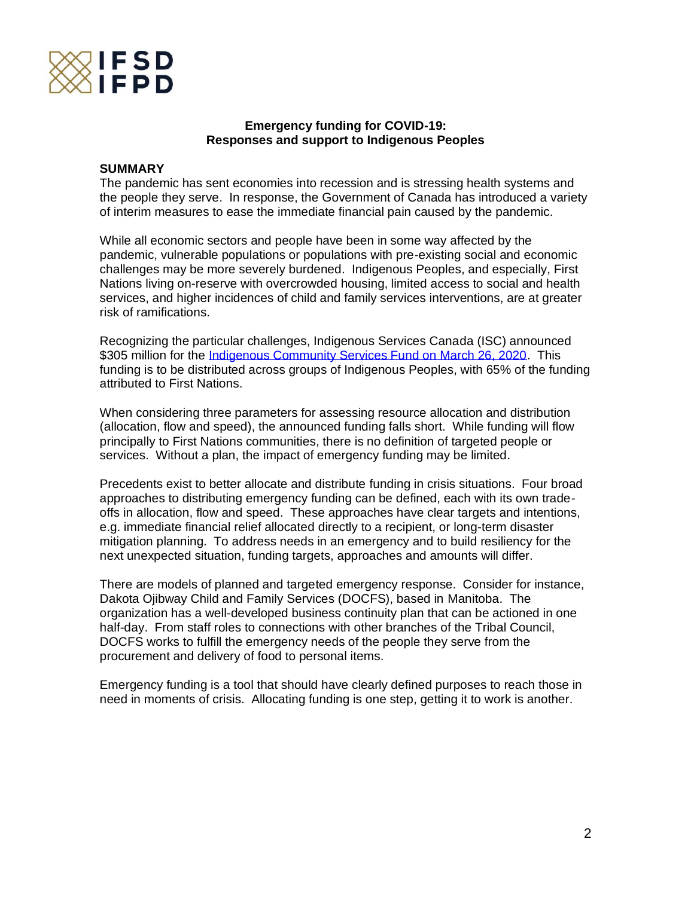# Emergency funding for COVID-19: Responses and support to Indigenous Peoples

## SUMMARY

The pandemic has sent economies into recession and is stressing health systems and the people they serve. In response, the Government of Canada has introduced a variety of interim measures to ease the immediate financial pain caused by the pandemic.

While all economic sectors and people have been in some way affected by the pandemic, vulnerable populations or populations with pre-existing social and economic challenges may be more severely burdened. Indigenous Peoples, and especially, First Nations living on-reserve with overcrowded housing, limited access to social and health services, and higher incidences of child and family services interventions, are at greater risk of ramifications.

Recognizing the particular challenges, Indigenous Services Canada (ISC) announced $305 million for the Indigenous Community Services Fund on March 26, 2020. This funding is to be distributed across groups of Indigenous Peoples, with 65% of the funding attributed to First Nations.

When considering three parameters for assessing resource allocation and distribution (allocation, flow and speed), the announced funding falls short. While funding will flow principally to First Nations communities, there is no definition of targeted people or services. Without a plan, the impact of emergency funding may be limited.

Precedents exist to better allocate and distribute funding in crisis situations. Four broad approaches to distributing emergency funding can be defined, each with its own trade-offs in allocation, flow and speed. These approaches have clear targets and intentions, e.g. immediate financial relief allocated directly to a recipient, or long-term disaster mitigation planning. To address needs in an emergency and to build resiliency for the next unexpected situation, funding targets, approaches and amounts will differ.

There are models of planned and targeted emergency response. Consider for instance, Dakota Ojibway Child and Family Services (DOCFS), based in Manitoba. The organization has a well-developed business continuity plan that can be actioned in one half-day. From staff roles to connections with other branches of the Tribal Council, DOCFS works to fulfill the emergency needs of the people they serve from the procurement and delivery of food to personal items.

Emergency funding is a tool that should have clearly defined purposes to reach those in need in moments of crisis. Allocating funding is one step, getting it to work is another.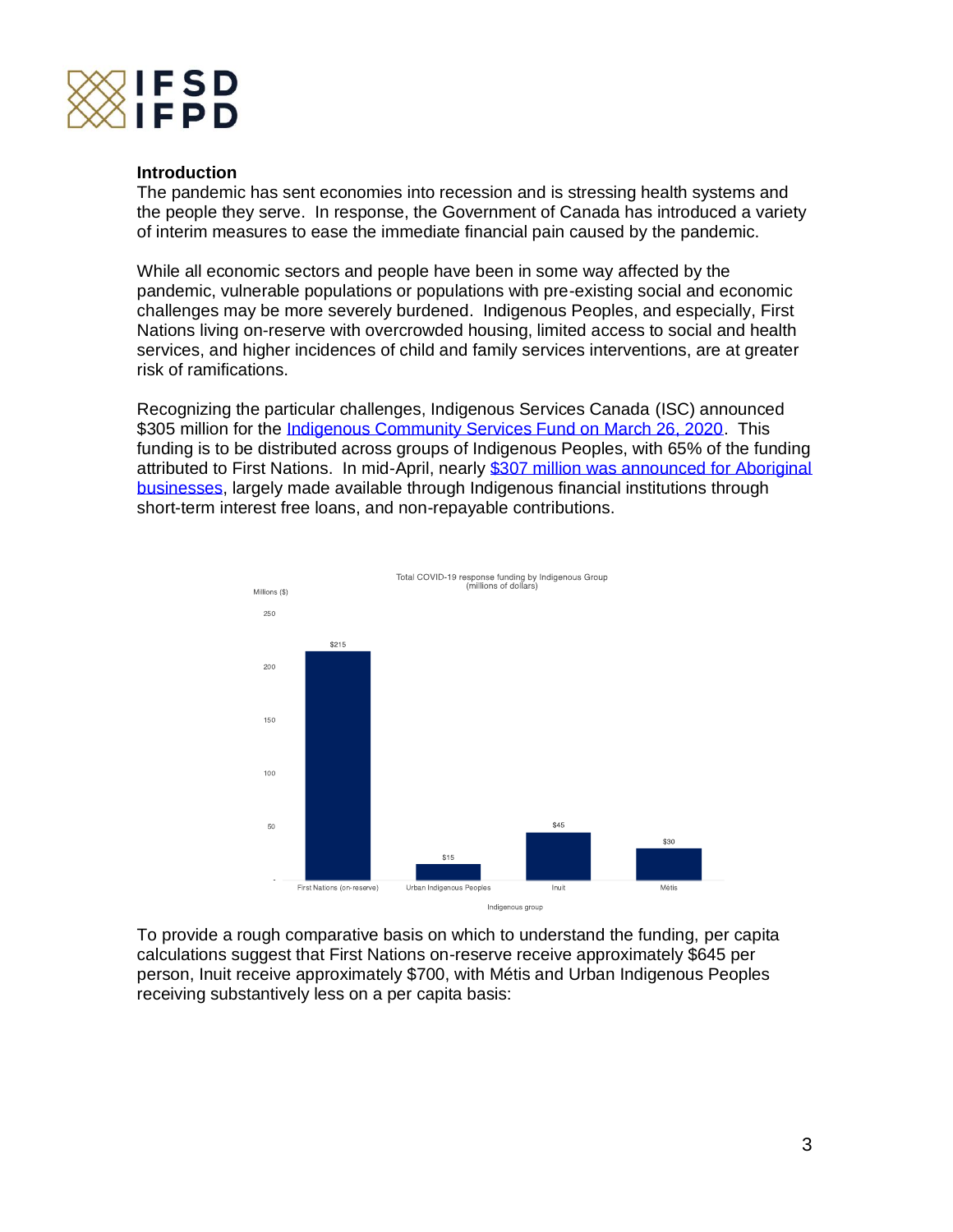**Introduction**

The pandemic has sent economies into recession and is stressing health systems and the people they serve. In response, the Government of Canada has introduced a variety of interim measures to ease the immediate financial pain caused by the pandemic.

While all economic sectors and people have been in some way affected by the pandemic, vulnerable populations or populations with pre-existing social and economic challenges may be more severely burdened. Indigenous Peoples, and especially, First Nations living on-reserve with overcrowded housing, limited access to social and health services, and higher incidences of child and family services interventions, are at greater risk of ramifications.

Recognizing the particular challenges, Indigenous Services Canada (ISC) announced $305 million for the Indigenous Community Services Fund on March 26, 2020. This funding is to be distributed across groups of Indigenous Peoples, with 65% of the funding attributed to First Nations. In mid-April, nearly $307 million was announced for Aboriginal businesses, largely made available through Indigenous financial institutions through short-term interest free loans, and non-repayable contributions.

Total COVID-19 response funding by Indigenous Group (millions of dollars)

| Indigenous group | Millions ($) |
|---|---|
| First Nations (on-reserve) | $215 |
| Urban Indigenous Peoples | $15 |
| Inuit | $45 |
| Métis | $30 |

To provide a rough comparative basis on which to understand the funding, per capita calculations suggest that First Nations on-reserve receive approximately $645 per person, Inuit receive approximately $700, with Métis and Urban Indigenous Peoples receiving substantively less on a per capita basis: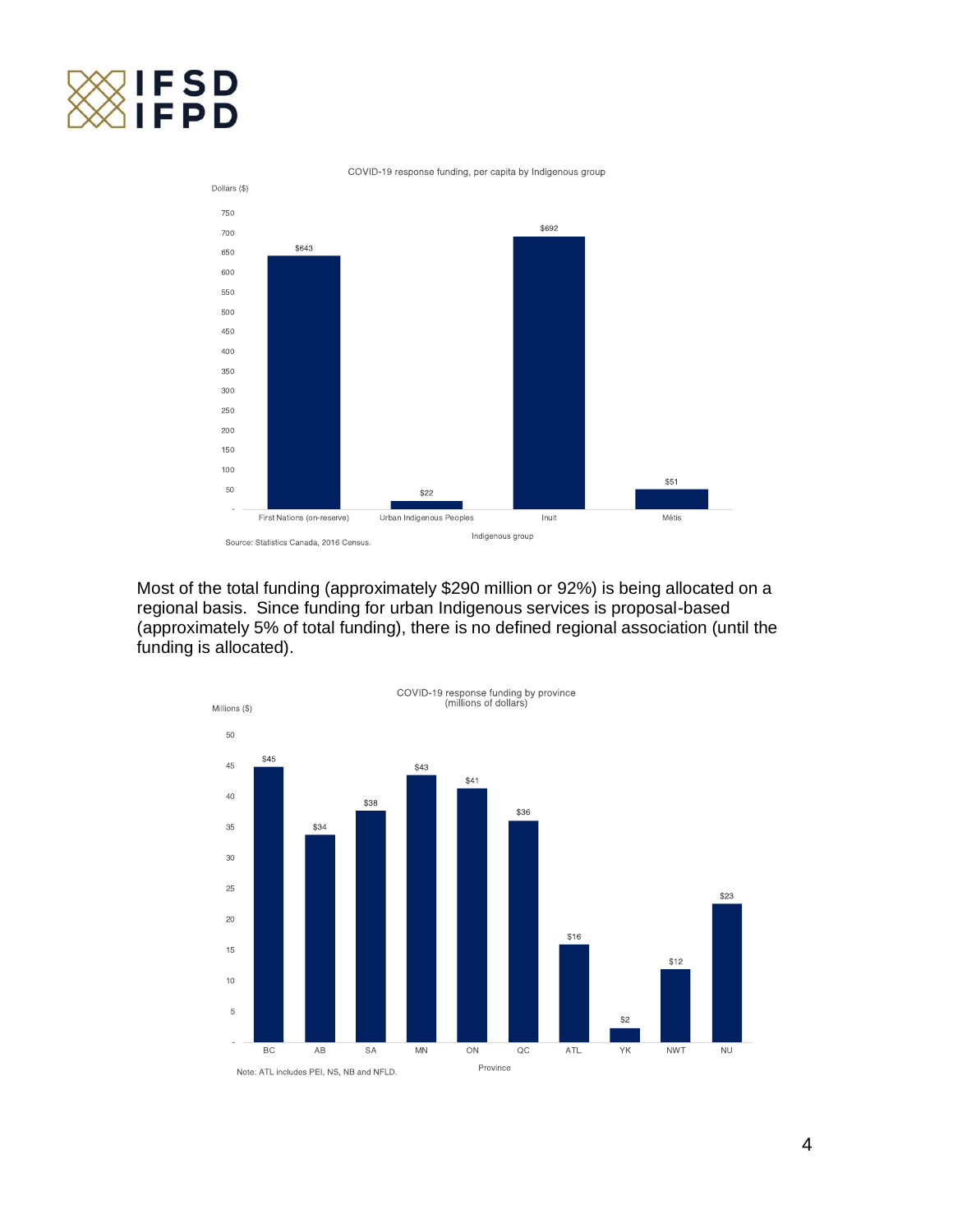COVID-19 response funding, per capita by Indigenous group

| Indigenous group | Dollars ($) |
|---|---|
| First Nations (on-reserve) | $643 |
| Urban Indigenous Peoples | $22 |
| Inuit | $692 |
| Métis | $51 |

Source: Statistics Canada, 2016 Census.

Most of the total funding (approximately $290 million or 92%) is being allocated on a regional basis. Since funding for urban Indigenous services is proposal-based (approximately 5% of total funding), there is no defined regional association (until the funding is allocated).

COVID-19 response funding by province (millions of dollars)

| Province | Millions ($) |
|---|---|
| BC | $45 |
| AB | $34 |
| SA | $38 |
| MN | $43 |
| ON | $41 |
| QC | $36 |
| ATL | $16 |
| YK | $2 |
| NWT | $12 |
| NU | $23 |

Note: ATL includes PEI, NS, NB and NFLD.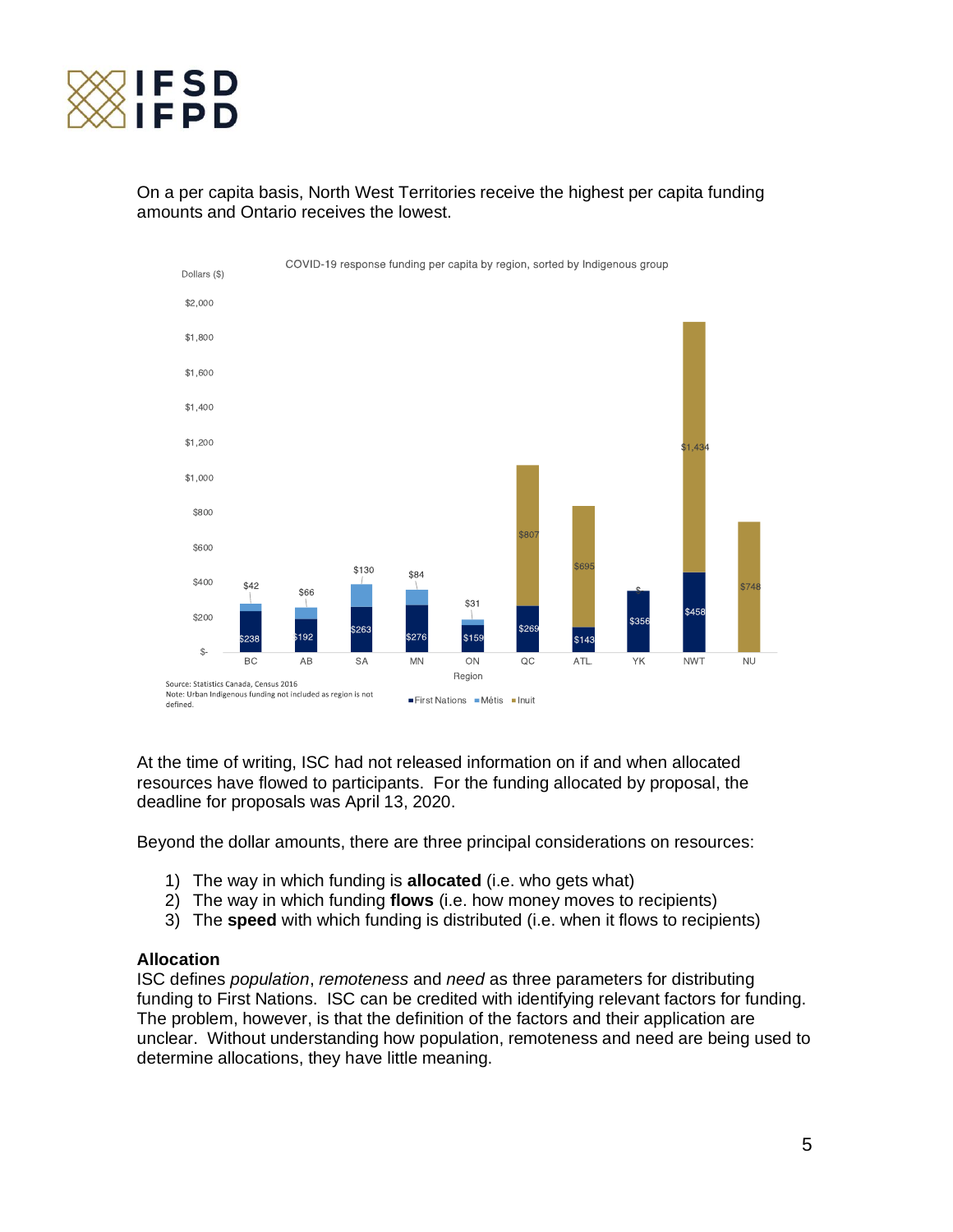On a per capita basis, North West Territories receive the highest per capita funding amounts and Ontario receives the lowest.

COVID-19 response funding per capita by region, sorted by Indigenous group

| Region | First Nations | Métis | Inuit |
|---|---|---|---|
| BC | $238 | $42 | |
| AB | $192 | $66 | |
| SA | $263 | $130 | |
| MN | $276 | $84 | |
| ON | $159 | $31 | |
| QC | $269 | | $807 |
| ATL | $143 | | $695 |
| YK | $356 | $- | |
| NWT | $458 | | $1,434 |
| NU | | | $748 |

Source: Statistics Canada, Census 2016
Note: Urban Indigenous funding not included as region is not defined.

At the time of writing, ISC had not released information on if and when allocated resources have flowed to participants. For the funding allocated by proposal, the deadline for proposals was April 13, 2020.

Beyond the dollar amounts, there are three principal considerations on resources:

1) The way in which funding is **allocated** (i.e. who gets what)
2) The way in which funding **flows** (i.e. how money moves to recipients)
3) The **speed** with which funding is distributed (i.e. when it flows to recipients)

**Allocation**

ISC defines *population*, *remoteness* and *need* as three parameters for distributing funding to First Nations. ISC can be credited with identifying relevant factors for funding. The problem, however, is that the definition of the factors and their application are unclear. Without understanding how population, remoteness and need are being used to determine allocations, they have little meaning.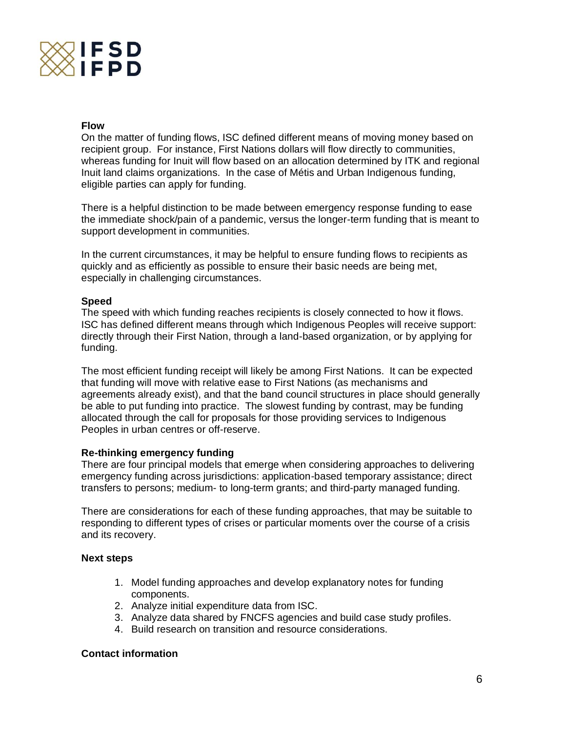**Flow**

On the matter of funding flows, ISC defined different means of moving money based on recipient group. For instance, First Nations dollars will flow directly to communities, whereas funding for Inuit will flow based on an allocation determined by ITK and regional Inuit land claims organizations. In the case of Métis and Urban Indigenous funding, eligible parties can apply for funding.

There is a helpful distinction to be made between emergency response funding to ease the immediate shock/pain of a pandemic, versus the longer-term funding that is meant to support development in communities.

In the current circumstances, it may be helpful to ensure funding flows to recipients as quickly and as efficiently as possible to ensure their basic needs are being met, especially in challenging circumstances.

**Speed**

The speed with which funding reaches recipients is closely connected to how it flows. ISC has defined different means through which Indigenous Peoples will receive support: directly through their First Nation, through a land-based organization, or by applying for funding.

The most efficient funding receipt will likely be among First Nations. It can be expected that funding will move with relative ease to First Nations (as mechanisms and agreements already exist), and that the band council structures in place should generally be able to put funding into practice. The slowest funding by contrast, may be funding allocated through the call for proposals for those providing services to Indigenous Peoples in urban centres or off-reserve.

**Re-thinking emergency funding**

There are four principal models that emerge when considering approaches to delivering emergency funding across jurisdictions: application-based temporary assistance; direct transfers to persons; medium- to long-term grants; and third-party managed funding.

There are considerations for each of these funding approaches, that may be suitable to responding to different types of crises or particular moments over the course of a crisis and its recovery.

**Next steps**

1. Model funding approaches and develop explanatory notes for funding components.
2. Analyze initial expenditure data from ISC.
3. Analyze data shared by FNCFS agencies and build case study profiles.
4. Build research on transition and resource considerations.

**Contact information**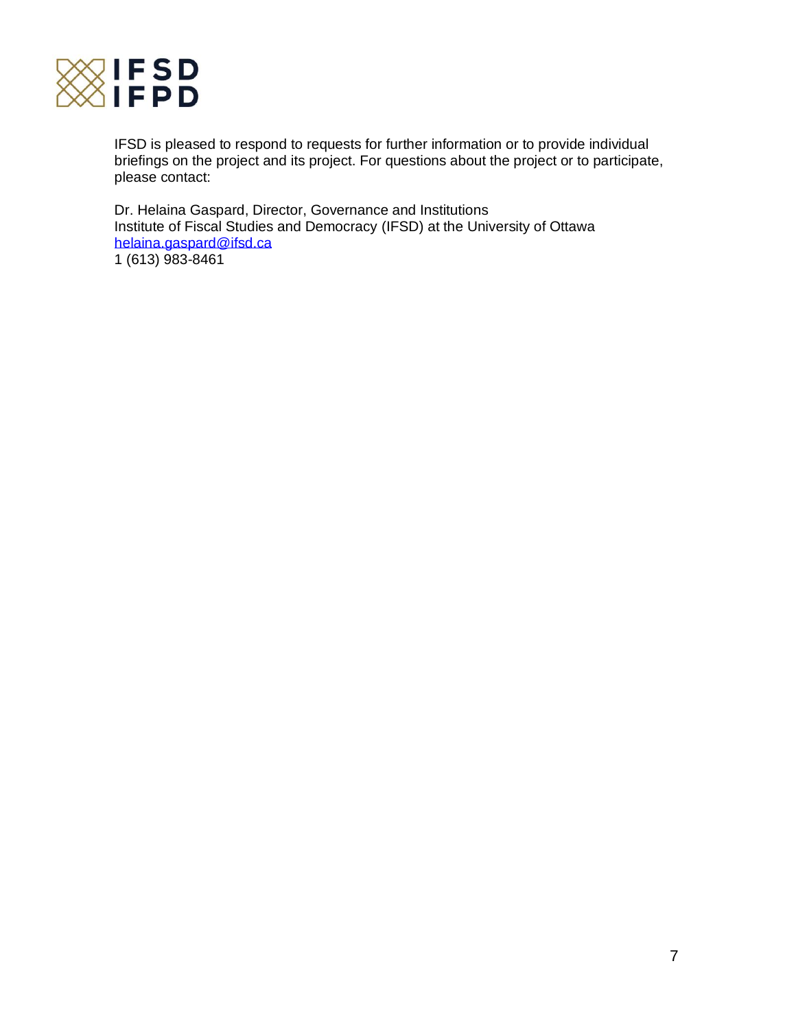IFSD is pleased to respond to requests for further information or to provide individual briefings on the project and its project. For questions about the project or to participate, please contact:

Dr. Helaina Gaspard, Director, Governance and Institutions
Institute of Fiscal Studies and Democracy (IFSD) at the University of Ottawa
helaina.gaspard@ifsd.ca
1 (613) 983-8461